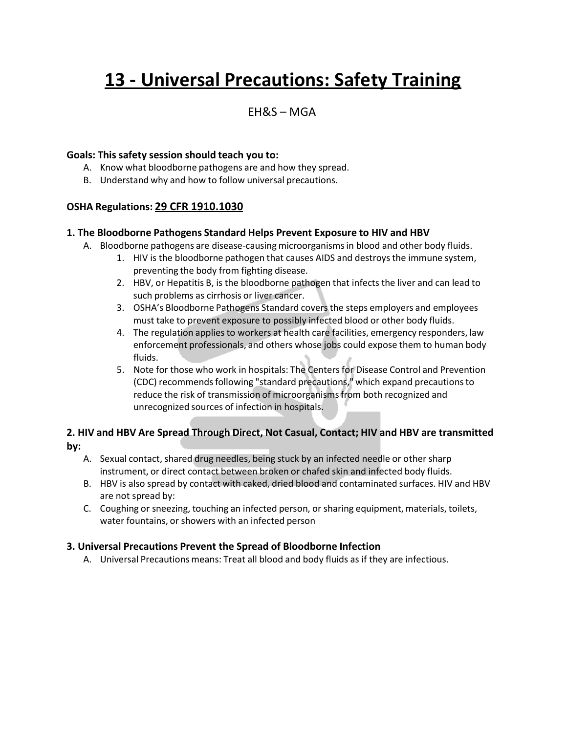# 13 - Universal Precautions: Safety Training

EH&S – MGA

**Goals: This safety session should teach you to:**

A. Know what bloodborne pathogens are and how they spread.
B. Understand why and how to follow universal precautions.

**OSHA Regulations: 29 CFR 1910.1030**

### 1. The Bloodborne Pathogens Standard Helps Prevent Exposure to HIV and HBV

A. Bloodborne pathogens are disease-causing microorganisms in blood and other body fluids.
   1. HIV is the bloodborne pathogen that causes AIDS and destroys the immune system, preventing the body from fighting disease.
   2. HBV, or Hepatitis B, is the bloodborne pathogen that infects the liver and can lead to such problems as cirrhosis or liver cancer.
   3. OSHA's Bloodborne Pathogens Standard covers the steps employers and employees must take to prevent exposure to possibly infected blood or other body fluids.
   4. The regulation applies to workers at health care facilities, emergency responders, law enforcement professionals, and others whose jobs could expose them to human body fluids.
   5. Note for those who work in hospitals: The Centers for Disease Control and Prevention (CDC) recommends following "standard precautions," which expand precautions to reduce the risk of transmission of microorganisms from both recognized and unrecognized sources of infection in hospitals.

### 2. HIV and HBV Are Spread Through Direct, Not Casual, Contact; HIV and HBV are transmitted by:

A. Sexual contact, shared drug needles, being stuck by an infected needle or other sharp instrument, or direct contact between broken or chafed skin and infected body fluids.
B. HBV is also spread by contact with caked, dried blood and contaminated surfaces. HIV and HBV are not spread by:
C. Coughing or sneezing, touching an infected person, or sharing equipment, materials, toilets, water fountains, or showers with an infected person

### 3. Universal Precautions Prevent the Spread of Bloodborne Infection

A. Universal Precautions means: Treat all blood and body fluids as if they are infectious.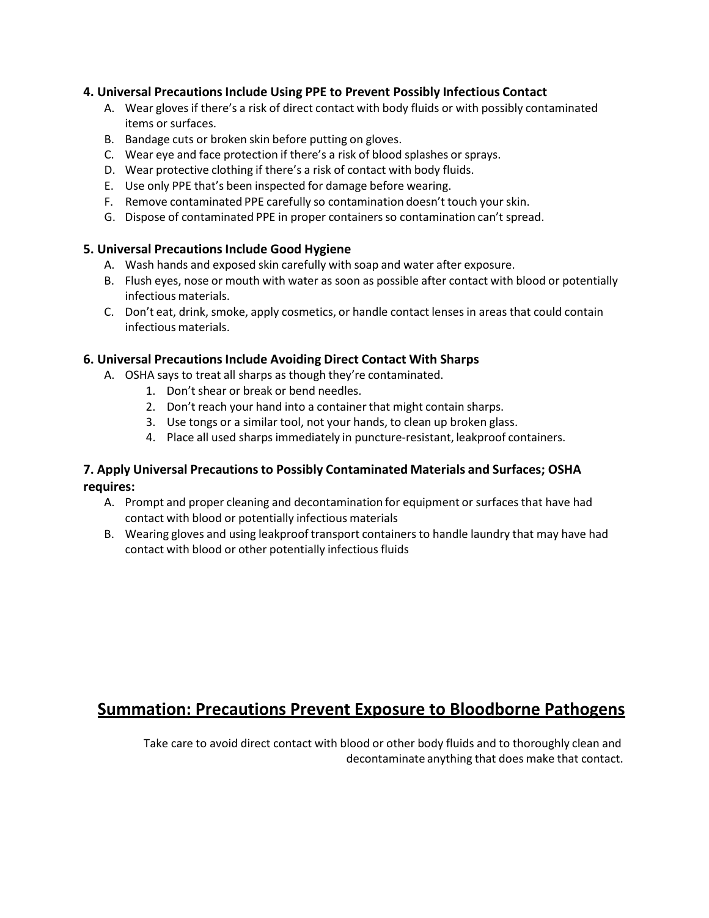### 4. Universal Precautions Include Using PPE to Prevent Possibly Infectious Contact

A. Wear gloves if there's a risk of direct contact with body fluids or with possibly contaminated items or surfaces.
B. Bandage cuts or broken skin before putting on gloves.
C. Wear eye and face protection if there's a risk of blood splashes or sprays.
D. Wear protective clothing if there's a risk of contact with body fluids.
E. Use only PPE that's been inspected for damage before wearing.
F. Remove contaminated PPE carefully so contamination doesn't touch your skin.
G. Dispose of contaminated PPE in proper containers so contamination can't spread.

### 5. Universal Precautions Include Good Hygiene

A. Wash hands and exposed skin carefully with soap and water after exposure.
B. Flush eyes, nose or mouth with water as soon as possible after contact with blood or potentially infectious materials.
C. Don't eat, drink, smoke, apply cosmetics, or handle contact lenses in areas that could contain infectious materials.

### 6. Universal Precautions Include Avoiding Direct Contact With Sharps

A. OSHA says to treat all sharps as though they're contaminated.
   1. Don't shear or break or bend needles.
   2. Don't reach your hand into a container that might contain sharps.
   3. Use tongs or a similar tool, not your hands, to clean up broken glass.
   4. Place all used sharps immediately in puncture-resistant, leakproof containers.

### 7. Apply Universal Precautions to Possibly Contaminated Materials and Surfaces; OSHA requires:

A. Prompt and proper cleaning and decontamination for equipment or surfaces that have had contact with blood or potentially infectious materials
B. Wearing gloves and using leakproof transport containers to handle laundry that may have had contact with blood or other potentially infectious fluids

## Summation: Precautions Prevent Exposure to Bloodborne Pathogens

Take care to avoid direct contact with blood or other body fluids and to thoroughly clean and decontaminate anything that does make that contact.